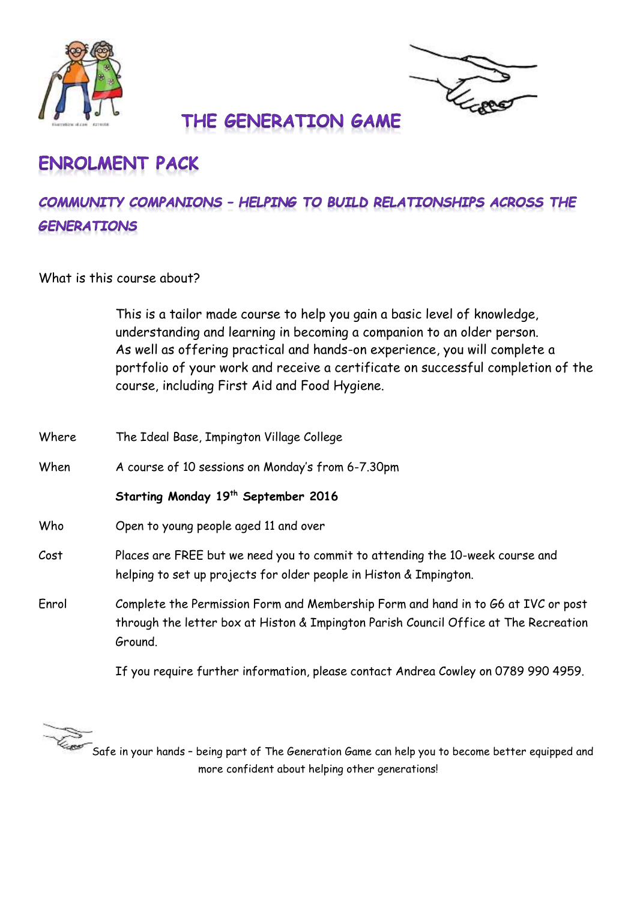# THE GENERATION GAME

## ENROLMENT PACK

### *COMMUNITY COMPANIONS – HELPING TO BUILD RELATIONSHIPS ACROSS THE GENERATIONS*

What is this course about?

This is a tailor made course to help you gain a basic level of knowledge, understanding and learning in becoming a companion to an older person. As well as offering practical and hands-on experience, you will complete a portfolio of your work and receive a certificate on successful completion of the course, including First Aid and Food Hygiene.

| | |
|---|---|
| Where | The Ideal Base, Impington Village College |
| When | A course of 10 sessions on Monday's from 6-7.30pm |
| | **Starting Monday 19th September 2016** |
| Who | Open to young people aged 11 and over |
| Cost | Places are FREE but we need you to commit to attending the 10-week course and helping to set up projects for older people in Histon & Impington. |
| Enrol | Complete the Permission Form and Membership Form and hand in to G6 at IVC or post through the letter box at Histon & Impington Parish Council Office at The Recreation Ground. |
| | If you require further information, please contact Andrea Cowley on 0789 990 4959. |

Safe in your hands – being part of The Generation Game can help you to become better equipped and more confident about helping other generations!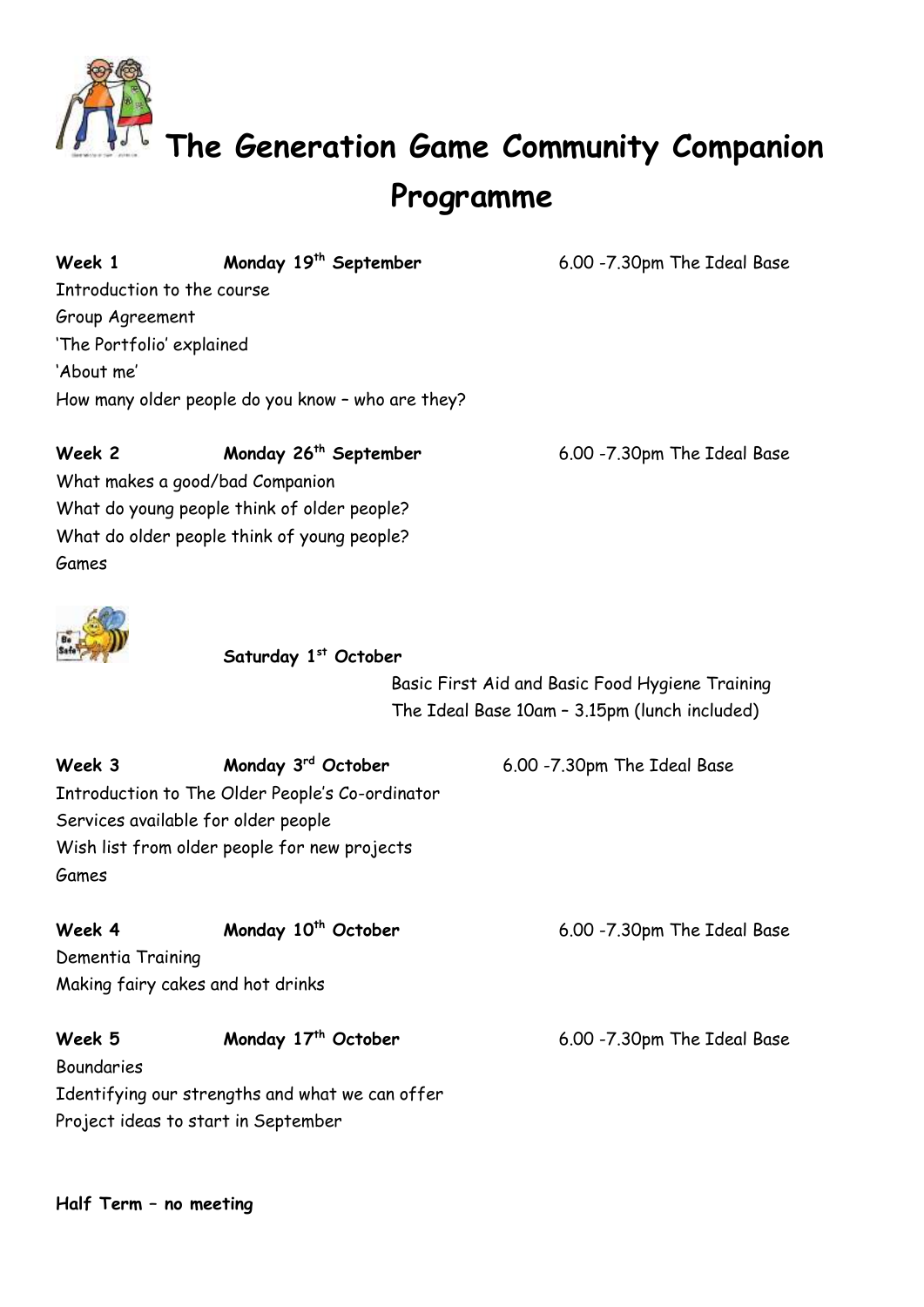# The Generation Game Community Companion Programme

**Week 1** **Monday 19th September** 6.00 -7.30pm The Ideal Base

Introduction to the course
Group Agreement
'The Portfolio' explained
'About me'
How many older people do you know – who are they?

**Week 2** **Monday 26th September** 6.00 -7.30pm The Ideal Base

What makes a good/bad Companion
What do young people think of older people?
What do older people think of young people?
Games

**Saturday 1st October**

Basic First Aid and Basic Food Hygiene Training
The Ideal Base 10am – 3.15pm (lunch included)

**Week 3** **Monday 3rd October** 6.00 -7.30pm The Ideal Base

Introduction to The Older People's Co-ordinator
Services available for older people
Wish list from older people for new projects
Games

**Week 4** **Monday 10th October** 6.00 -7.30pm The Ideal Base

Dementia Training
Making fairy cakes and hot drinks

**Week 5** **Monday 17th October** 6.00 -7.30pm The Ideal Base

Boundaries
Identifying our strengths and what we can offer
Project ideas to start in September

**Half Term – no meeting**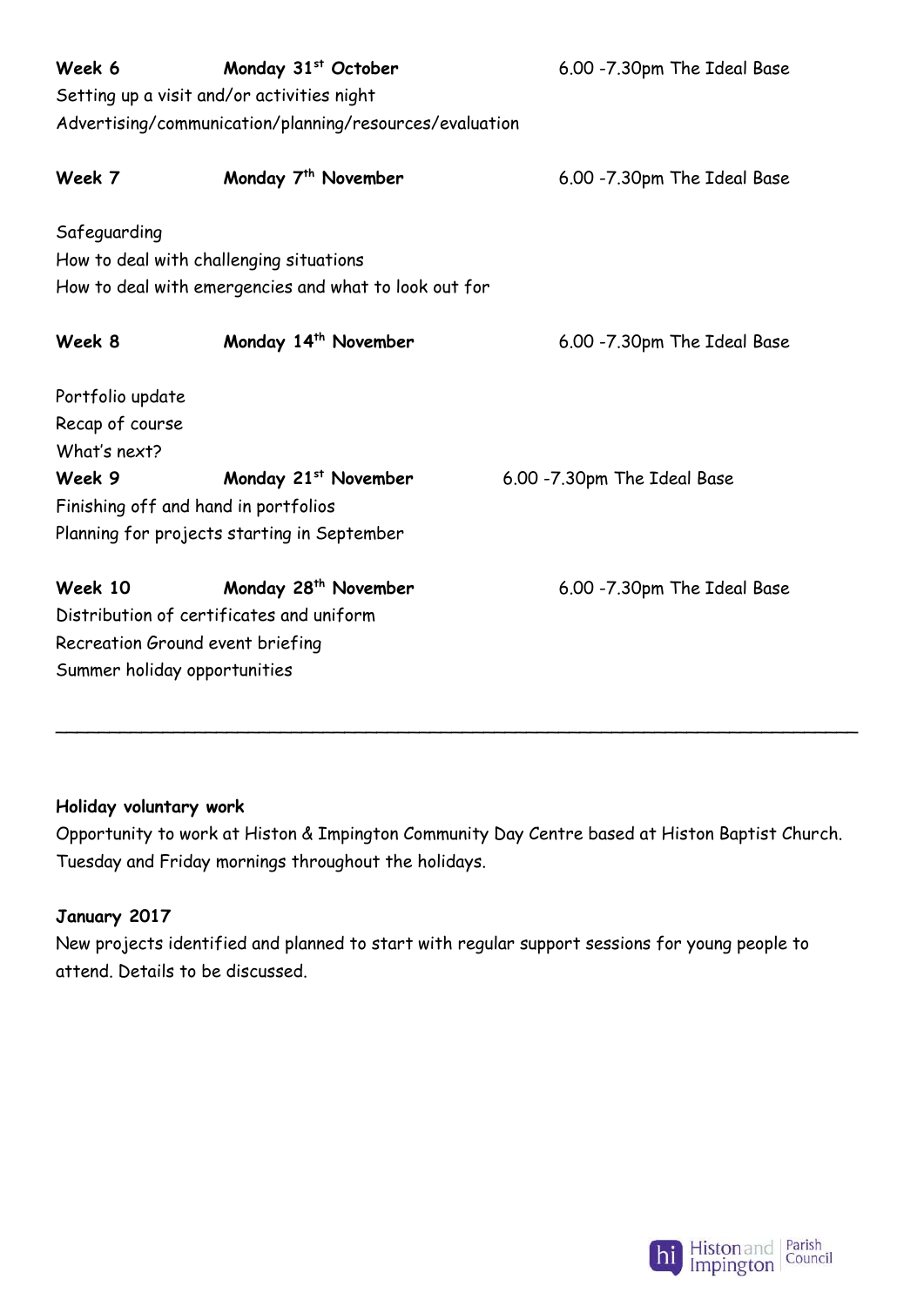**Week 6** **Monday 31st October** 6.00 -7.30pm The Ideal Base

Setting up a visit and/or activities night

Advertising/communication/planning/resources/evaluation

**Week 7** **Monday 7th November** 6.00 -7.30pm The Ideal Base

Safeguarding

How to deal with challenging situations

How to deal with emergencies and what to look out for

**Week 8** **Monday 14th November** 6.00 -7.30pm The Ideal Base

Portfolio update

Recap of course

What's next?

**Week 9** **Monday 21st November** 6.00 -7.30pm The Ideal Base

Finishing off and hand in portfolios

Planning for projects starting in September

**Week 10** **Monday 28th November** 6.00 -7.30pm The Ideal Base

Distribution of certificates and uniform

Recreation Ground event briefing

Summer holiday opportunities

---

**Holiday voluntary work**

Opportunity to work at Histon & Impington Community Day Centre based at Histon Baptist Church. Tuesday and Friday mornings throughout the holidays.

**January 2017**

New projects identified and planned to start with regular support sessions for young people to attend. Details to be discussed.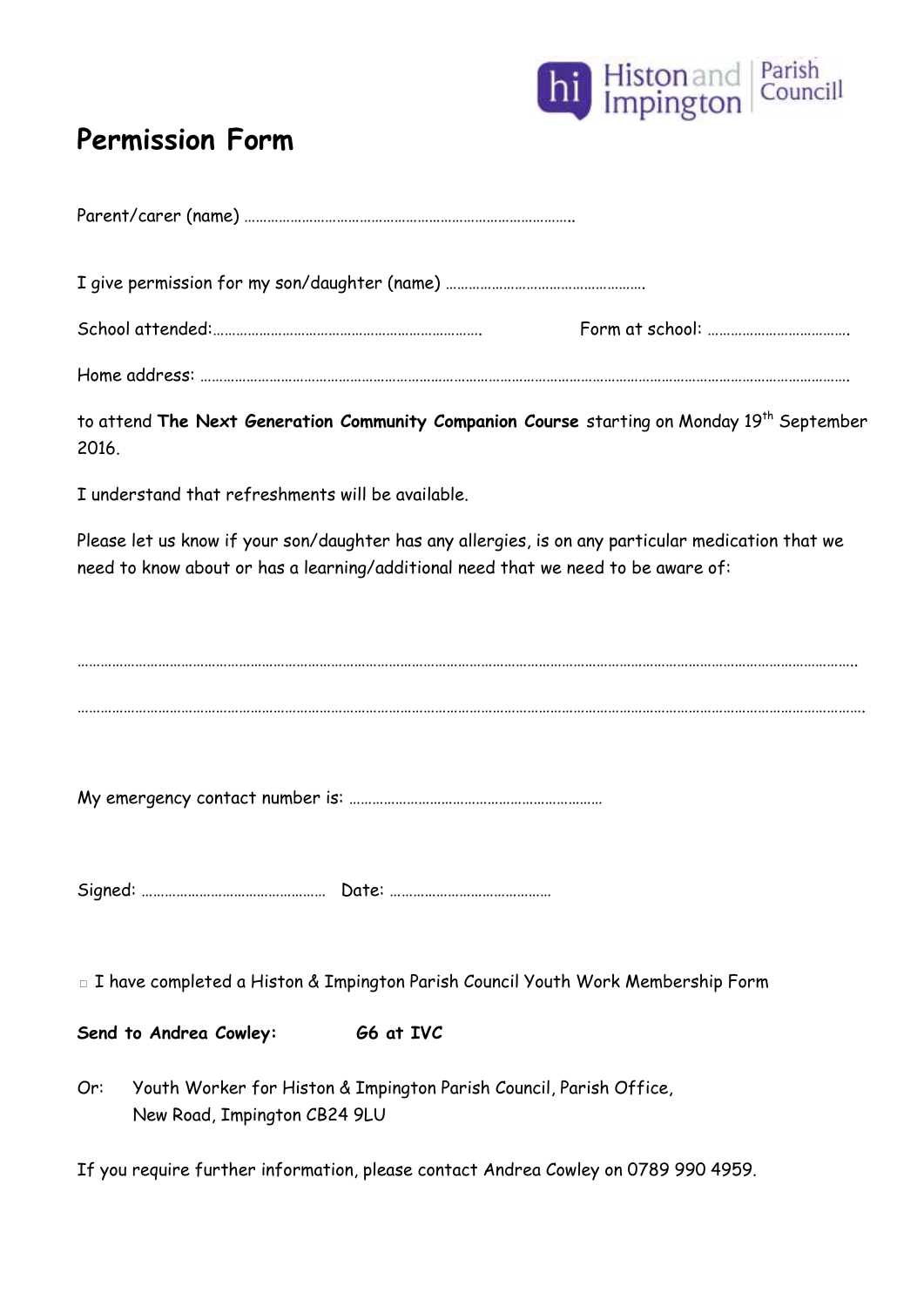Histon and Impington Parish Council

# Permission Form

Parent/carer (name) ………………………………………………………………………..

I give permission for my son/daughter (name) …………………………………………….

School attended:……………………………………………………………. Form at school: ……………………………….

Home address: ……………………………………………………………………………………………………………………………………………….

to attend **The Next Generation Community Companion Course** starting on Monday 19th September 2016.

I understand that refreshments will be available.

Please let us know if your son/daughter has any allergies, is on any particular medication that we need to know about or has a learning/additional need that we need to be aware of:

………………………………………………………………………………………………………………………………………………………………………..

………………………………………………………………………………………………………………………………………………………………………..

My emergency contact number is: …………………………………………………………

Signed: ………………………………………… Date: ……………………………………

□ I have completed a Histon & Impington Parish Council Youth Work Membership Form

**Send to Andrea Cowley:** **G6 at IVC**

Or: Youth Worker for Histon & Impington Parish Council, Parish Office, New Road, Impington CB24 9LU

If you require further information, please contact Andrea Cowley on 0789 990 4959.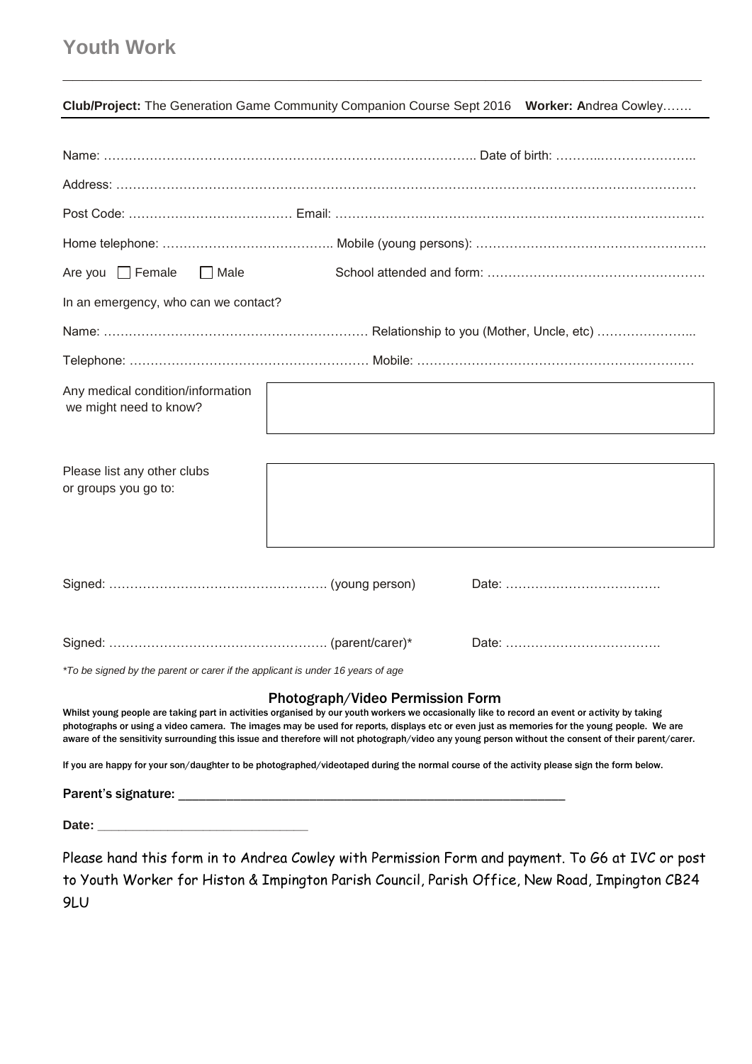# Youth Work

**Club/Project:** The Generation Game Community Companion Course Sept 2016 **Worker: A**ndrea Cowley…….

Name: ……………………………………………………………………………….. Date of birth: ………..…………………..

Address: ……………………………………………………………………………………………………………………

Post Code: ………………………………… Email: ……………………………………………………………………………

Home telephone: ………………………………….. Mobile (young persons): ………………………………………………

Are you ☐ Female ☐ Male School attended and form: ……………………………………………

In an emergency, who can we contact?

Name: ……………………………………………………… Relationship to you (Mother, Uncle, etc) …………………...

Telephone: ………………………………………………… Mobile: …………………………………………………………

Any medical condition/information we might need to know?

Please list any other clubs or groups you go to:

Signed: ……………………………………………. (young person) Date: ……………………………….

Signed: ……………………………………………. (parent/carer)* Date: ……………………………….

*To be signed by the parent or carer if the applicant is under 16 years of age*

## Photograph/Video Permission Form

Whilst young people are taking part in activities organised by our youth workers we occasionally like to record an event or activity by taking photographs or using a video camera. The images may be used for reports, displays etc or even just as memories for the young people. We are aware of the sensitivity surrounding this issue and therefore will not photograph/video any young person without the consent of their parent/carer.

If you are happy for your son/daughter to be photographed/videotaped during the normal course of the activity please sign the form below.

Parent's signature: ___________________________________________________

**Date:** ____________________________

Please hand this form in to Andrea Cowley with Permission Form and payment. To G6 at IVC or post to Youth Worker for Histon & Impington Parish Council, Parish Office, New Road, Impington CB24 9LU